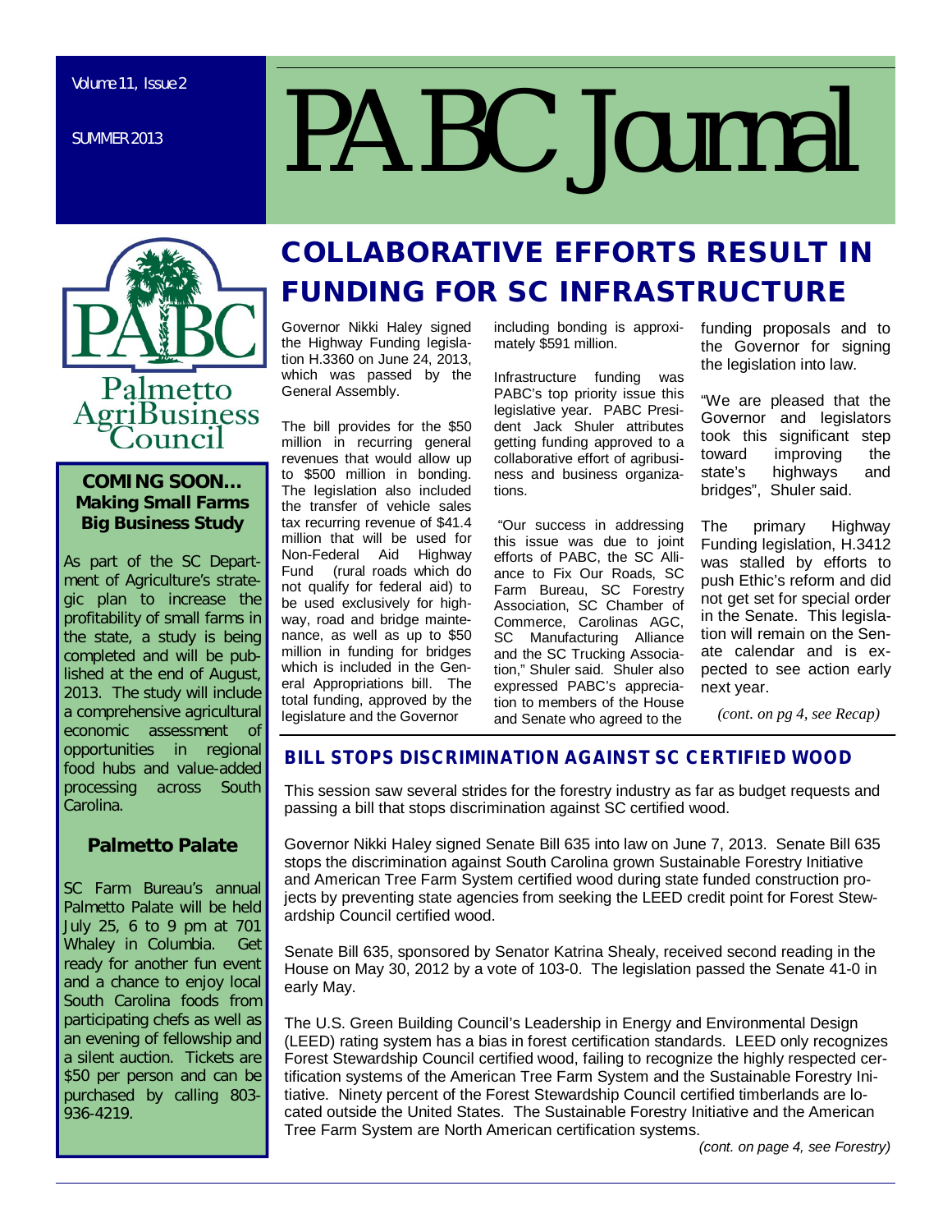# PABC Journal

Volume 11, Issue 2

SUMMER 2013

Palmetto AgriBusiness Council

## COLLABORATIVE EFFORTS RESULT IN FUNDING FOR SC INFRASTRUCTURE

Governor Nikki Haley signed the Highway Funding legislation H.3360 on June 24, 2013, which was passed by the General Assembly.

The bill provides for the $50 million in recurring general revenues that would allow up to $500 million in bonding. The legislation also included the transfer of vehicle sales tax recurring revenue of $41.4 million that will be used for Non-Federal Aid Highway Fund (rural roads which do not qualify for federal aid) to be used exclusively for highway, road and bridge maintenance, as well as up to $50 million in funding for bridges which is included in the General Appropriations bill. The total funding, approved by the legislature and the Governor including bonding is approximately $591 million.

Infrastructure funding was PABC's top priority issue this legislative year. PABC President Jack Shuler attributes getting funding approved to a collaborative effort of agribusiness and business organizations.

"Our success in addressing this issue was due to joint efforts of PABC, the SC Alliance to Fix Our Roads, SC Farm Bureau, SC Forestry Association, SC Chamber of Commerce, Carolinas AGC, SC Manufacturing Alliance and the SC Trucking Association," Shuler said. Shuler also expressed PABC's appreciation to members of the House and Senate who agreed to the funding proposals and to the Governor for signing the legislation into law.

"We are pleased that the Governor and legislators took this significant step toward improving the state's highways and bridges", Shuler said.

The primary Highway Funding legislation, H.3412 was stalled by efforts to push Ethic's reform and did not get set for special order in the Senate. This legislation will remain on the Senate calendar and is expected to see action early next year.

*(cont. on pg 4, see Recap)*

## BILL STOPS DISCRIMINATION AGAINST SC CERTIFIED WOOD

This session saw several strides for the forestry industry as far as budget requests and passing a bill that stops discrimination against SC certified wood.

Governor Nikki Haley signed Senate Bill 635 into law on June 7, 2013. Senate Bill 635 stops the discrimination against South Carolina grown Sustainable Forestry Initiative and American Tree Farm System certified wood during state funded construction projects by preventing state agencies from seeking the LEED credit point for Forest Stewardship Council certified wood.

Senate Bill 635, sponsored by Senator Katrina Shealy, received second reading in the House on May 30, 2012 by a vote of 103-0. The legislation passed the Senate 41-0 in early May.

The U.S. Green Building Council's Leadership in Energy and Environmental Design (LEED) rating system has a bias in forest certification standards. LEED only recognizes Forest Stewardship Council certified wood, failing to recognize the highly respected certification systems of the American Tree Farm System and the Sustainable Forestry Initiative. Ninety percent of the Forest Stewardship Council certified timberlands are located outside the United States. The Sustainable Forestry Initiative and the American Tree Farm System are North American certification systems.

*(cont. on page 4, see Forestry)*

### COMING SOON… Making Small Farms Big Business Study

As part of the SC Department of Agriculture's strategic plan to increase the profitability of small farms in the state, a study is being completed and will be published at the end of August, 2013. The study will include a comprehensive agricultural economic assessment of opportunities in regional food hubs and value-added processing across South Carolina.

### Palmetto Palate

SC Farm Bureau's annual Palmetto Palate will be held July 25, 6 to 9 pm at 701 Whaley in Columbia. Get ready for another fun event and a chance to enjoy local South Carolina foods from participating chefs as well as an evening of fellowship and a silent auction. Tickets are $50 per person and can be purchased by calling 803-936-4219.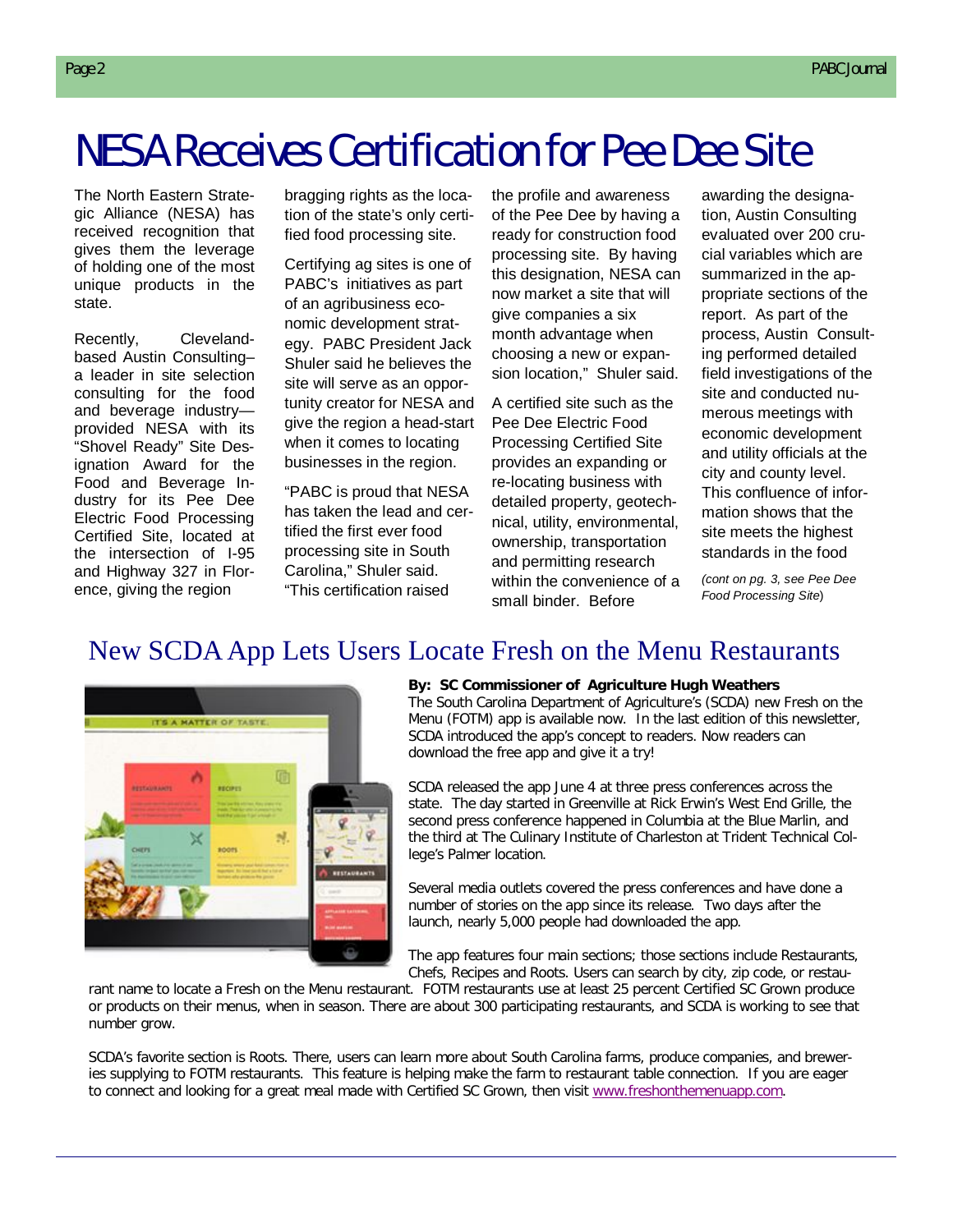# NESA Receives Certification for Pee Dee Site

The North Eastern Strategic Alliance (NESA) has received recognition that gives them the leverage of holding one of the most unique products in the state.

Recently, Cleveland-based Austin Consulting– a leader in site selection consulting for the food and beverage industry—provided NESA with its "Shovel Ready" Site Designation Award for the Food and Beverage Industry for its Pee Dee Electric Food Processing Certified Site, located at the intersection of I-95 and Highway 327 in Florence, giving the region bragging rights as the location of the state's only certified food processing site.

Certifying ag sites is one of PABC's initiatives as part of an agribusiness economic development strategy. PABC President Jack Shuler said he believes the site will serve as an opportunity creator for NESA and give the region a head-start when it comes to locating businesses in the region.

"PABC is proud that NESA has taken the lead and certified the first ever food processing site in South Carolina," Shuler said. "This certification raised the profile and awareness of the Pee Dee by having a ready for construction food processing site. By having this designation, NESA can now market a site that will give companies a six month advantage when choosing a new or expansion location," Shuler said.

A certified site such as the Pee Dee Electric Food Processing Certified Site provides an expanding or re-locating business with detailed property, geotechnical, utility, environmental, ownership, transportation and permitting research within the convenience of a small binder. Before awarding the designation, Austin Consulting evaluated over 200 crucial variables which are summarized in the appropriate sections of the report. As part of the process, Austin Consulting performed detailed field investigations of the site and conducted numerous meetings with economic development and utility officials at the city and county level. This confluence of information shows that the site meets the highest standards in the food

*(cont on pg. 3, see Pee Dee Food Processing Site)*

## New SCDA App Lets Users Locate Fresh on the Menu Restaurants

**By: SC Commissioner of Agriculture Hugh Weathers**

The South Carolina Department of Agriculture's (SCDA) new Fresh on the Menu (FOTM) app is available now. In the last edition of this newsletter, SCDA introduced the app's concept to readers. Now readers can download the free app and give it a try!

SCDA released the app June 4 at three press conferences across the state. The day started in Greenville at Rick Erwin's West End Grille, the second press conference happened in Columbia at the Blue Marlin, and the third at The Culinary Institute of Charleston at Trident Technical College's Palmer location.

Several media outlets covered the press conferences and have done a number of stories on the app since its release. Two days after the launch, nearly 5,000 people had downloaded the app.

The app features four main sections; those sections include Restaurants, Chefs, Recipes and Roots. Users can search by city, zip code, or restaurant name to locate a Fresh on the Menu restaurant. FOTM restaurants use at least 25 percent Certified SC Grown produce or products on their menus, when in season. There are about 300 participating restaurants, and SCDA is working to see that number grow.

SCDA's favorite section is Roots. There, users can learn more about South Carolina farms, produce companies, and breweries supplying to FOTM restaurants. This feature is helping make the farm to restaurant table connection. If you are eager to connect and looking for a great meal made with Certified SC Grown, then visit www.freshonthemenuapp.com.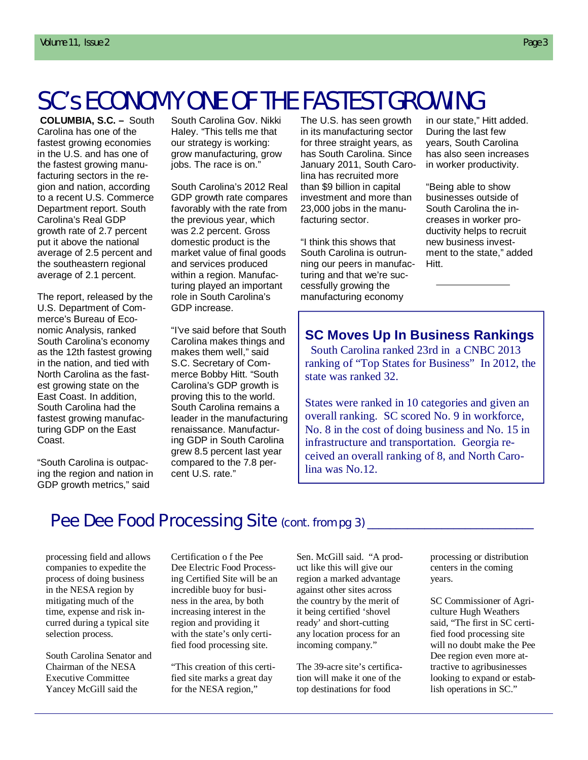# SC's ECONOMY ONE OF THE FASTEST GROWING

**COLUMBIA, S.C. –** South Carolina has one of the fastest growing economies in the U.S. and has one of the fastest growing manufacturing sectors in the region and nation, according to a recent U.S. Commerce Department report. South Carolina's Real GDP growth rate of 2.7 percent put it above the national average of 2.5 percent and the southeastern regional average of 2.1 percent.

The report, released by the U.S. Department of Commerce's Bureau of Economic Analysis, ranked South Carolina's economy as the 12th fastest growing in the nation, and tied with North Carolina as the fastest growing state on the East Coast. In addition, South Carolina had the fastest growing manufacturing GDP on the East Coast.

"South Carolina is outpacing the region and nation in GDP growth metrics," said South Carolina Gov. Nikki Haley. "This tells me that our strategy is working: grow manufacturing, grow jobs. The race is on."

South Carolina's 2012 Real GDP growth rate compares favorably with the rate from the previous year, which was 2.2 percent. Gross domestic product is the market value of final goods and services produced within a region. Manufacturing played an important role in South Carolina's GDP increase.

"I've said before that South Carolina makes things and makes them well," said S.C. Secretary of Commerce Bobby Hitt. "South Carolina's GDP growth is proving this to the world. South Carolina remains a leader in the manufacturing renaissance. Manufacturing GDP in South Carolina grew 8.5 percent last year compared to the 7.8 percent U.S. rate."

The U.S. has seen growth in its manufacturing sector for three straight years, as has South Carolina. Since January 2011, South Carolina has recruited more than $9 billion in capital investment and more than 23,000 jobs in the manufacturing sector.

"I think this shows that South Carolina is outrunning our peers in manufacturing and that we're successfully growing the manufacturing economy in our state," Hitt added. During the last few years, South Carolina has also seen increases in worker productivity.

"Being able to show businesses outside of South Carolina the increases in worker productivity helps to recruit new business investment to the state," added Hitt.

## SC Moves Up In Business Rankings

South Carolina ranked 23rd in a CNBC 2013 ranking of "Top States for Business" In 2012, the state was ranked 32.

States were ranked in 10 categories and given an overall ranking. SC scored No. 9 in workforce, No. 8 in the cost of doing business and No. 15 in infrastructure and transportation. Georgia received an overall ranking of 8, and North Carolina was No.12.

## Pee Dee Food Processing Site (cont. from pg 3)

processing field and allows companies to expedite the process of doing business in the NESA region by mitigating much of the time, expense and risk incurred during a typical site selection process.

South Carolina Senator and Chairman of the NESA Executive Committee Yancey McGill said the Certification o f the Pee Dee Electric Food Processing Certified Site will be an incredible buoy for business in the area, by both increasing interest in the region and providing it with the state's only certified food processing site.

"This creation of this certified site marks a great day for the NESA region," Sen. McGill said. "A product like this will give our region a marked advantage against other sites across the country by the merit of it being certified 'shovel ready' and short-cutting any location process for an incoming company."

The 39-acre site's certification will make it one of the top destinations for food processing or distribution centers in the coming years.

SC Commissioner of Agriculture Hugh Weathers said, "The first in SC certified food processing site will no doubt make the Pee Dee region even more attractive to agribusinesses looking to expand or establish operations in SC."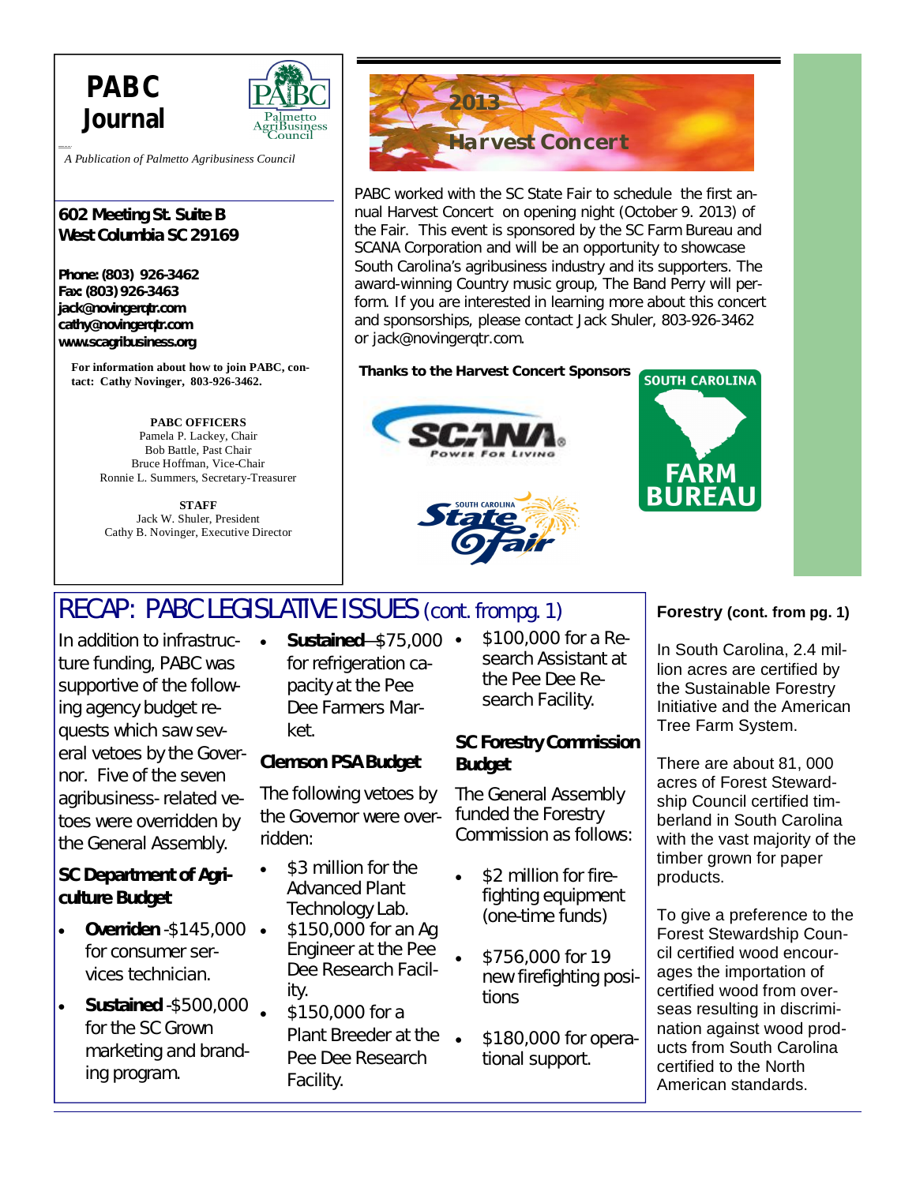# PABC Journal

*A Publication of Palmetto Agribusiness Council*

**602 Meeting St. Suite B**
**West Columbia SC 29169**

**Phone: (803) 926-3462**
**Fax: (803) 926-3463**
**jack@novingerqtr.com**
**cathy@novingerqtr.com**
**www.scagribusiness.org**

**For information about how to join PABC, contact: Cathy Novinger, 803-926-3462.**

**PABC OFFICERS**
Pamela P. Lackey, Chair
Bob Battle, Past Chair
Bruce Hoffman, Vice-Chair
Ronnie L. Summers, Secretary-Treasurer

**STAFF**
Jack W. Shuler, President
Cathy B. Novinger, Executive Director

## 2013 Harvest Concert

PABC worked with the SC State Fair to schedule the first annual Harvest Concert on opening night (October 9. 2013) of the Fair. This event is sponsored by the SC Farm Bureau and SCANA Corporation and will be an opportunity to showcase South Carolina's agribusiness industry and its supporters. The award-winning Country music group, The Band Perry will perform. If you are interested in learning more about this concert and sponsorships, please contact Jack Shuler, 803-926-3462 or jack@novingerqtr.com.

**Thanks to the Harvest Concert Sponsors**

SCANA Power For Living

South Carolina State Fair

South Carolina Farm Bureau

## RECAP: PABC LEGISLATIVE ISSUES (cont. from pg. 1)

In addition to infrastructure funding, PABC was supportive of the following agency budget requests which saw several vetoes by the Governor. Five of the seven agribusiness- related vetoes were overridden by the General Assembly.

### SC Department of Agriculture Budget

- **Overriden** -$145,000 for consumer services technician.
- **Sustained** -$500,000 for the SC Grown marketing and branding program.
- **Sustained**—$75,000 for refrigeration capacity at the Pee Dee Farmers Market.

### Clemson PSA Budget

The following vetoes by the Governor were overridden:

- $3 million for the Advanced Plant Technology Lab.
- $150,000 for an Ag Engineer at the Pee Dee Research Facility.
- $150,000 for a Plant Breeder at the Pee Dee Research Facility.
- $100,000 for a Research Assistant at the Pee Dee Research Facility.

### SC Forestry Commission Budget

The General Assembly funded the Forestry Commission as follows:

- $2 million for firefighting equipment (one-time funds)
- $756,000 for 19 new firefighting positions
- $180,000 for operational support.

## Forestry (cont. from pg. 1)

In South Carolina, 2.4 million acres are certified by the Sustainable Forestry Initiative and the American Tree Farm System.

There are about 81, 000 acres of Forest Stewardship Council certified timberland in South Carolina with the vast majority of the timber grown for paper products.

To give a preference to the Forest Stewardship Council certified wood encourages the importation of certified wood from overseas resulting in discrimination against wood products from South Carolina certified to the North American standards.